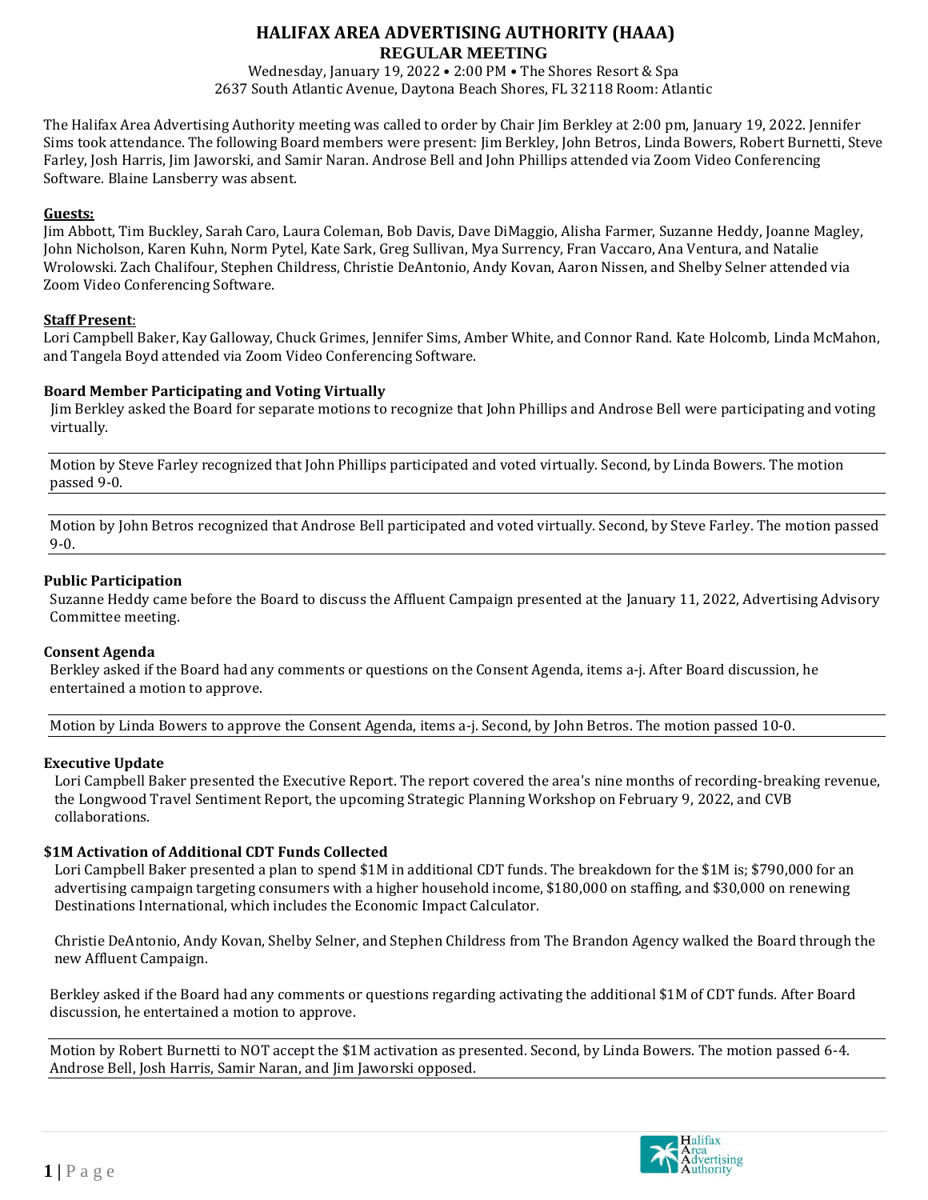# HALIFAX AREA ADVERTISING AUTHORITY (HAAA)
## REGULAR MEETING

Wednesday, January 19, 2022 • 2:00 PM • The Shores Resort & Spa
2637 South Atlantic Avenue, Daytona Beach Shores, FL 32118 Room: Atlantic

The Halifax Area Advertising Authority meeting was called to order by Chair Jim Berkley at 2:00 pm, January 19, 2022. Jennifer Sims took attendance. The following Board members were present: Jim Berkley, John Betros, Linda Bowers, Robert Burnetti, Steve Farley, Josh Harris, Jim Jaworski, and Samir Naran. Androse Bell and John Phillips attended via Zoom Video Conferencing Software. Blaine Lansberry was absent.

**Guests:**
Jim Abbott, Tim Buckley, Sarah Caro, Laura Coleman, Bob Davis, Dave DiMaggio, Alisha Farmer, Suzanne Heddy, Joanne Magley, John Nicholson, Karen Kuhn, Norm Pytel, Kate Sark, Greg Sullivan, Mya Surrency, Fran Vaccaro, Ana Ventura, and Natalie Wrolowski. Zach Chalifour, Stephen Childress, Christie DeAntonio, Andy Kovan, Aaron Nissen, and Shelby Selner attended via Zoom Video Conferencing Software.

**Staff Present:**
Lori Campbell Baker, Kay Galloway, Chuck Grimes, Jennifer Sims, Amber White, and Connor Rand. Kate Holcomb, Linda McMahon, and Tangela Boyd attended via Zoom Video Conferencing Software.

### Board Member Participating and Voting Virtually

Jim Berkley asked the Board for separate motions to recognize that John Phillips and Androse Bell were participating and voting virtually.

Motion by Steve Farley recognized that John Phillips participated and voted virtually. Second, by Linda Bowers. The motion passed 9-0.

Motion by John Betros recognized that Androse Bell participated and voted virtually. Second, by Steve Farley. The motion passed 9-0.

### Public Participation

Suzanne Heddy came before the Board to discuss the Affluent Campaign presented at the January 11, 2022, Advertising Advisory Committee meeting.

### Consent Agenda

Berkley asked if the Board had any comments or questions on the Consent Agenda, items a-j. After Board discussion, he entertained a motion to approve.

Motion by Linda Bowers to approve the Consent Agenda, items a-j. Second, by John Betros. The motion passed 10-0.

### Executive Update

Lori Campbell Baker presented the Executive Report. The report covered the area's nine months of recording-breaking revenue, the Longwood Travel Sentiment Report, the upcoming Strategic Planning Workshop on February 9, 2022, and CVB collaborations.

### $1M Activation of Additional CDT Funds Collected

Lori Campbell Baker presented a plan to spend $1M in additional CDT funds. The breakdown for the $1M is; $790,000 for an advertising campaign targeting consumers with a higher household income, $180,000 on staffing, and $30,000 on renewing Destinations International, which includes the Economic Impact Calculator.

Christie DeAntonio, Andy Kovan, Shelby Selner, and Stephen Childress from The Brandon Agency walked the Board through the new Affluent Campaign.

Berkley asked if the Board had any comments or questions regarding activating the additional $1M of CDT funds. After Board discussion, he entertained a motion to approve.

Motion by Robert Burnetti to NOT accept the $1M activation as presented. Second, by Linda Bowers. The motion passed 6-4. Androse Bell, Josh Harris, Samir Naran, and Jim Jaworski opposed.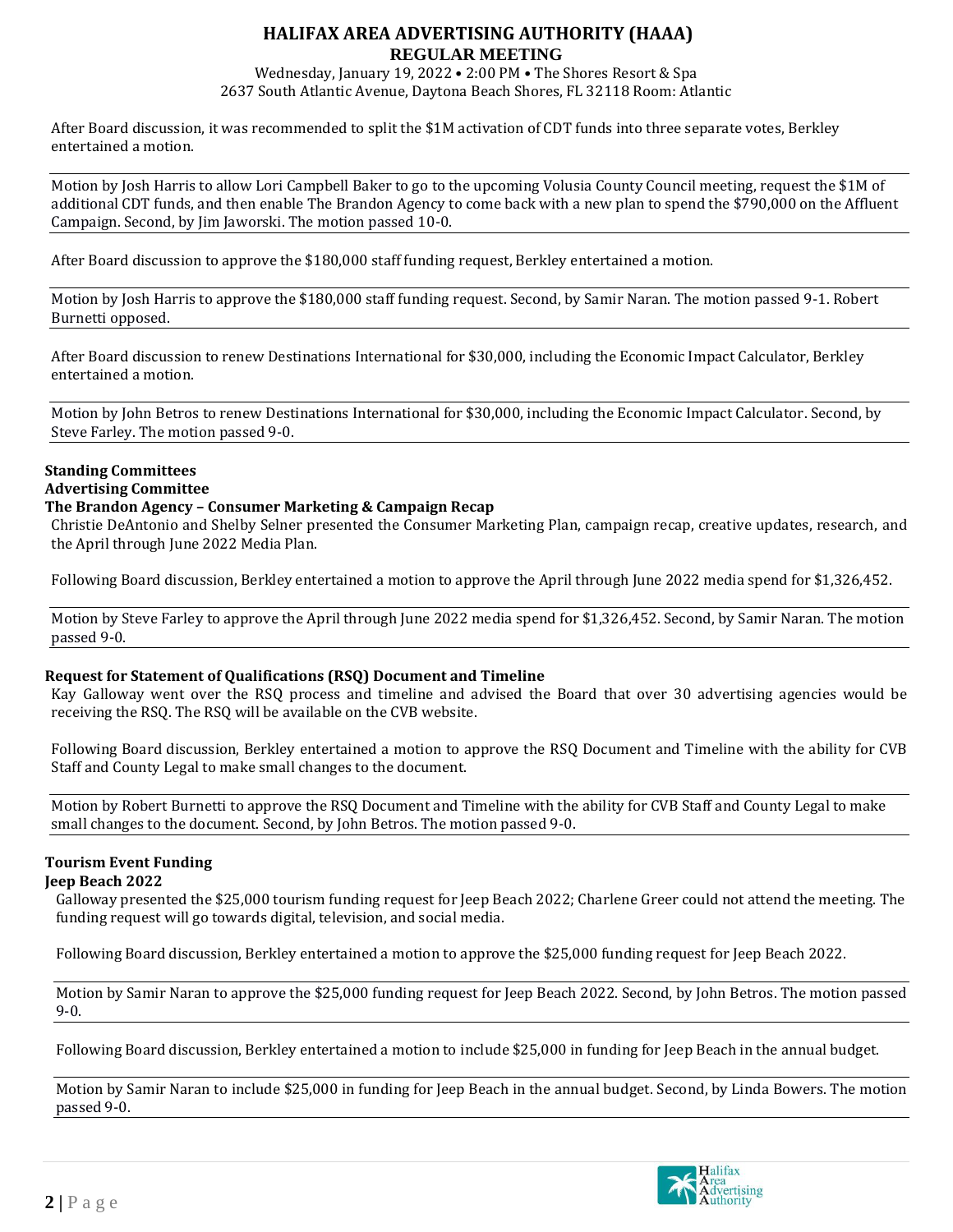After Board discussion, it was recommended to split the $1M activation of CDT funds into three separate votes, Berkley entertained a motion.

Motion by Josh Harris to allow Lori Campbell Baker to go to the upcoming Volusia County Council meeting, request the $1M of additional CDT funds, and then enable The Brandon Agency to come back with a new plan to spend the $790,000 on the Affluent Campaign. Second, by Jim Jaworski. The motion passed 10-0.

After Board discussion to approve the $180,000 staff funding request, Berkley entertained a motion.

Motion by Josh Harris to approve the $180,000 staff funding request. Second, by Samir Naran. The motion passed 9-1. Robert Burnetti opposed.

After Board discussion to renew Destinations International for $30,000, including the Economic Impact Calculator, Berkley entertained a motion.

Motion by John Betros to renew Destinations International for $30,000, including the Economic Impact Calculator. Second, by Steve Farley. The motion passed 9-0.

**Standing Committees**

**Advertising Committee**

**The Brandon Agency – Consumer Marketing & Campaign Recap**

Christie DeAntonio and Shelby Selner presented the Consumer Marketing Plan, campaign recap, creative updates, research, and the April through June 2022 Media Plan.

Following Board discussion, Berkley entertained a motion to approve the April through June 2022 media spend for $1,326,452.

Motion by Steve Farley to approve the April through June 2022 media spend for $1,326,452. Second, by Samir Naran. The motion passed 9-0.

**Request for Statement of Qualifications (RSQ) Document and Timeline**

Kay Galloway went over the RSQ process and timeline and advised the Board that over 30 advertising agencies would be receiving the RSQ. The RSQ will be available on the CVB website.

Following Board discussion, Berkley entertained a motion to approve the RSQ Document and Timeline with the ability for CVB Staff and County Legal to make small changes to the document.

Motion by Robert Burnetti to approve the RSQ Document and Timeline with the ability for CVB Staff and County Legal to make small changes to the document. Second, by John Betros. The motion passed 9-0.

**Tourism Event Funding**

**Jeep Beach 2022**

Galloway presented the $25,000 tourism funding request for Jeep Beach 2022; Charlene Greer could not attend the meeting. The funding request will go towards digital, television, and social media.

Following Board discussion, Berkley entertained a motion to approve the $25,000 funding request for Jeep Beach 2022.

Motion by Samir Naran to approve the $25,000 funding request for Jeep Beach 2022. Second, by John Betros. The motion passed 9-0.

Following Board discussion, Berkley entertained a motion to include $25,000 in funding for Jeep Beach in the annual budget.

Motion by Samir Naran to include $25,000 in funding for Jeep Beach in the annual budget. Second, by Linda Bowers. The motion passed 9-0.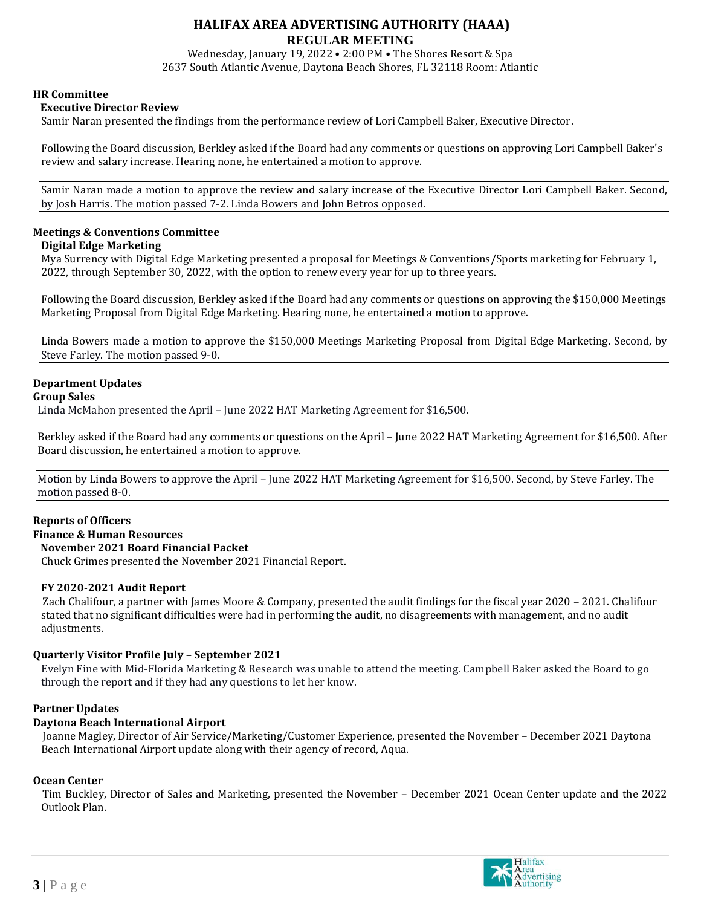# HALIFAX AREA ADVERTISING AUTHORITY (HAAA)
## REGULAR MEETING

Wednesday, January 19, 2022 • 2:00 PM • The Shores Resort & Spa
2637 South Atlantic Avenue, Daytona Beach Shores, FL 32118 Room: Atlantic

**HR Committee**

**Executive Director Review**

Samir Naran presented the findings from the performance review of Lori Campbell Baker, Executive Director.

Following the Board discussion, Berkley asked if the Board had any comments or questions on approving Lori Campbell Baker's review and salary increase. Hearing none, he entertained a motion to approve.

Samir Naran made a motion to approve the review and salary increase of the Executive Director Lori Campbell Baker. Second, by Josh Harris. The motion passed 7-2. Linda Bowers and John Betros opposed.

**Meetings & Conventions Committee**

**Digital Edge Marketing**

Mya Surrency with Digital Edge Marketing presented a proposal for Meetings & Conventions/Sports marketing for February 1, 2022, through September 30, 2022, with the option to renew every year for up to three years.

Following the Board discussion, Berkley asked if the Board had any comments or questions on approving the $150,000 Meetings Marketing Proposal from Digital Edge Marketing. Hearing none, he entertained a motion to approve.

Linda Bowers made a motion to approve the $150,000 Meetings Marketing Proposal from Digital Edge Marketing. Second, by Steve Farley. The motion passed 9-0.

**Department Updates**

**Group Sales**

Linda McMahon presented the April – June 2022 HAT Marketing Agreement for $16,500.

Berkley asked if the Board had any comments or questions on the April – June 2022 HAT Marketing Agreement for $16,500. After Board discussion, he entertained a motion to approve.

Motion by Linda Bowers to approve the April – June 2022 HAT Marketing Agreement for $16,500. Second, by Steve Farley. The motion passed 8-0.

**Reports of Officers**

**Finance & Human Resources**

**November 2021 Board Financial Packet**

Chuck Grimes presented the November 2021 Financial Report.

**FY 2020-2021 Audit Report**

Zach Chalifour, a partner with James Moore & Company, presented the audit findings for the fiscal year 2020 – 2021. Chalifour stated that no significant difficulties were had in performing the audit, no disagreements with management, and no audit adjustments.

**Quarterly Visitor Profile July – September 2021**

Evelyn Fine with Mid-Florida Marketing & Research was unable to attend the meeting. Campbell Baker asked the Board to go through the report and if they had any questions to let her know.

**Partner Updates**

**Daytona Beach International Airport**

Joanne Magley, Director of Air Service/Marketing/Customer Experience, presented the November – December 2021 Daytona Beach International Airport update along with their agency of record, Aqua.

**Ocean Center**

Tim Buckley, Director of Sales and Marketing, presented the November – December 2021 Ocean Center update and the 2022 Outlook Plan.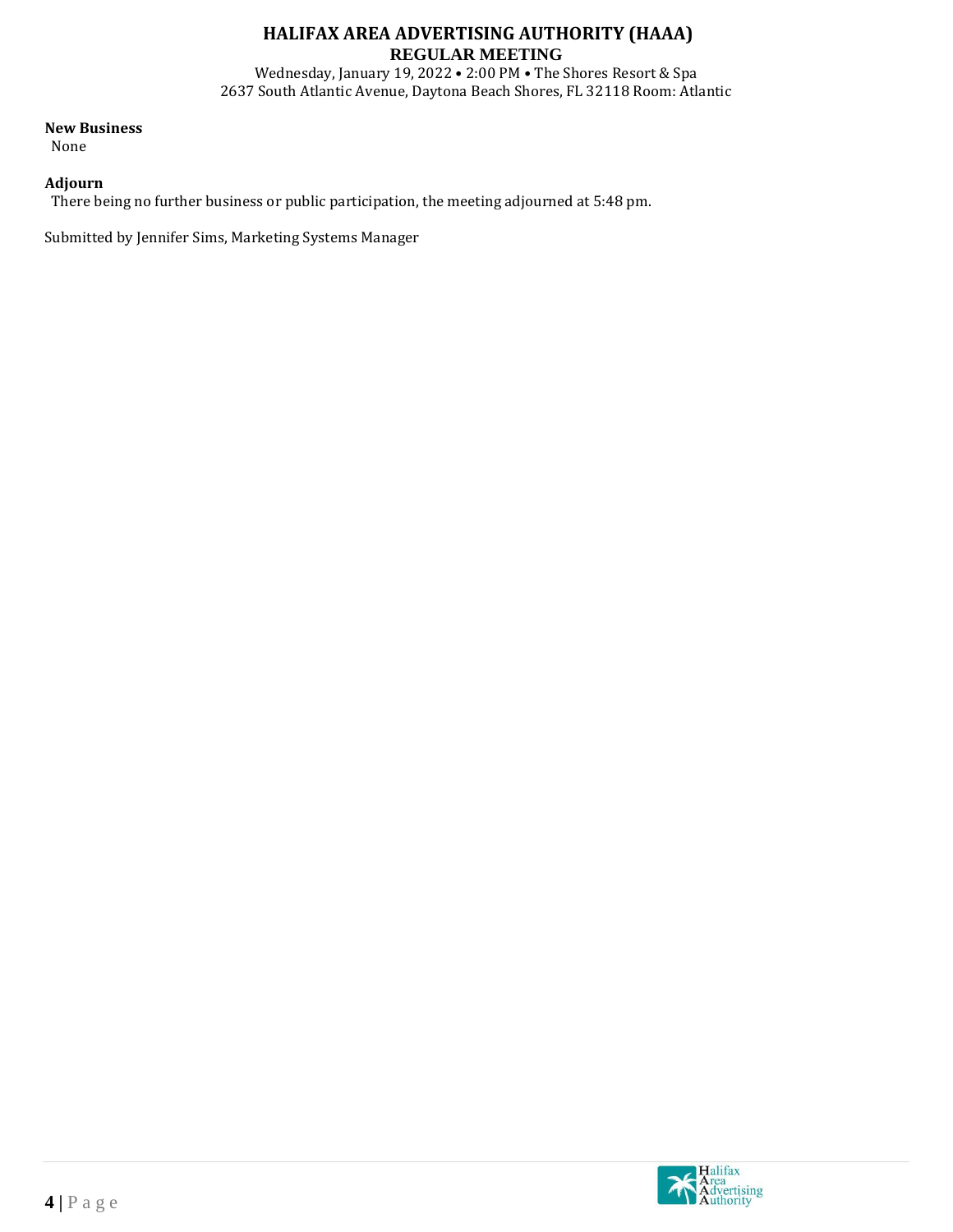**New Business**

None

**Adjourn**

There being no further business or public participation, the meeting adjourned at 5:48 pm.

Submitted by Jennifer Sims, Marketing Systems Manager